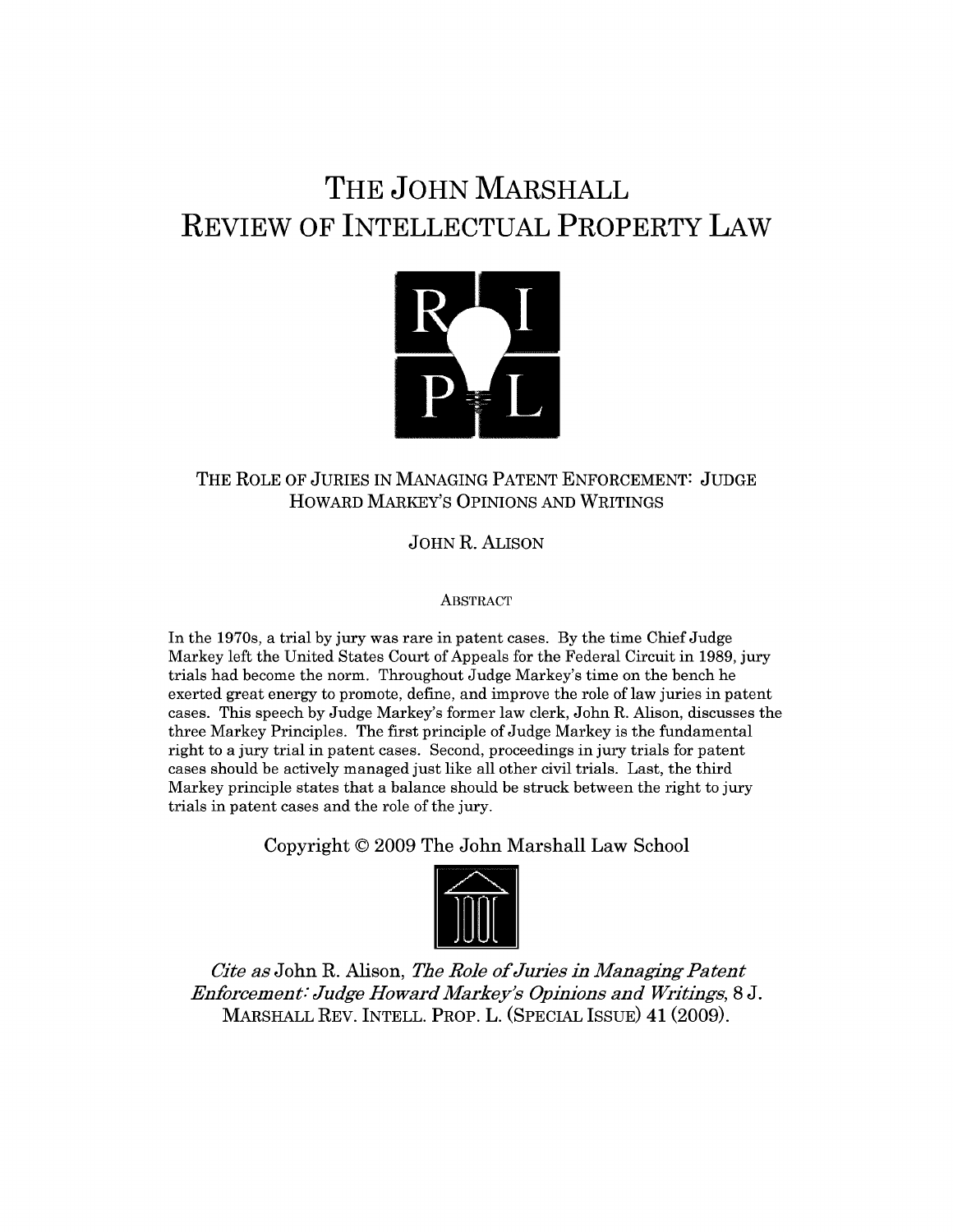# THE JOHN MARSHALL
# REVIEW OF INTELLECTUAL PROPERTY LAW

## THE ROLE OF JURIES IN MANAGING PATENT ENFORCEMENT: JUDGE HOWARD MARKEY'S OPINIONS AND WRITINGS

JOHN R. ALISON

### ABSTRACT

In the 1970s, a trial by jury was rare in patent cases. By the time Chief Judge Markey left the United States Court of Appeals for the Federal Circuit in 1989, jury trials had become the norm. Throughout Judge Markey's time on the bench he exerted great energy to promote, define, and improve the role of law juries in patent cases. This speech by Judge Markey's former law clerk, John R. Alison, discusses the three Markey Principles. The first principle of Judge Markey is the fundamental right to a jury trial in patent cases. Second, proceedings in jury trials for patent cases should be actively managed just like all other civil trials. Last, the third Markey principle states that a balance should be struck between the right to jury trials in patent cases and the role of the jury.

Copyright © 2009 The John Marshall Law School

*Cite as* John R. Alison, *The Role of Juries in Managing Patent Enforcement: Judge Howard Markey's Opinions and Writings*, 8 J. MARSHALL REV. INTELL. PROP. L. (SPECIAL ISSUE) 41 (2009).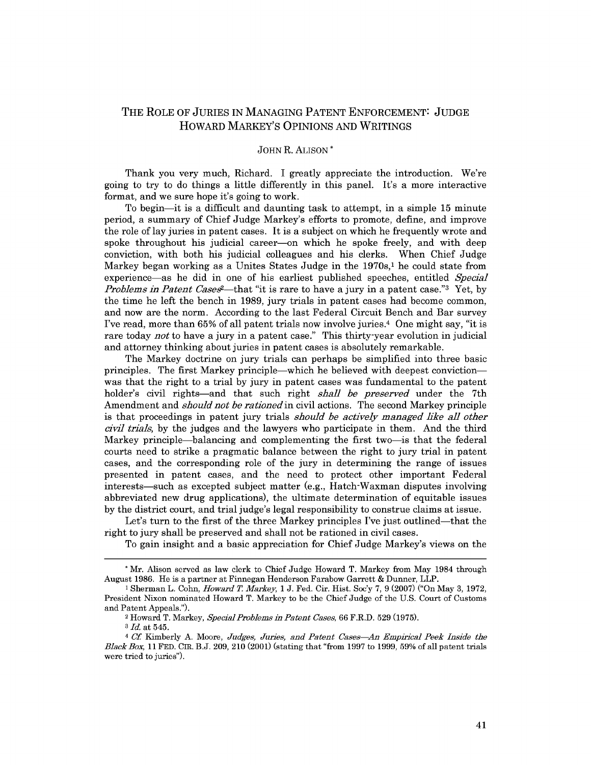# THE ROLE OF JURIES IN MANAGING PATENT ENFORCEMENT: JUDGE HOWARD MARKEY'S OPINIONS AND WRITINGS

JOHN R. ALISON *

Thank you very much, Richard. I greatly appreciate the introduction. We're going to try to do things a little differently in this panel. It's a more interactive format, and we sure hope it's going to work.

To begin—it is a difficult and daunting task to attempt, in a simple 15 minute period, a summary of Chief Judge Markey's efforts to promote, define, and improve the role of lay juries in patent cases. It is a subject on which he frequently wrote and spoke throughout his judicial career—on which he spoke freely, and with deep conviction, with both his judicial colleagues and his clerks. When Chief Judge Markey began working as a Unites States Judge in the 1970s,[1] he could state from experience—as he did in one of his earliest published speeches, entitled *Special Problems in Patent Cases*[2]—that "it is rare to have a jury in a patent case."[3] Yet, by the time he left the bench in 1989, jury trials in patent cases had become common, and now are the norm. According to the last Federal Circuit Bench and Bar survey I've read, more than 65% of all patent trials now involve juries.[4] One might say, "it is rare today *not* to have a jury in a patent case." This thirty-year evolution in judicial and attorney thinking about juries in patent cases is absolutely remarkable.

The Markey doctrine on jury trials can perhaps be simplified into three basic principles. The first Markey principle—which he believed with deepest conviction—was that the right to a trial by jury in patent cases was fundamental to the patent holder's civil rights—and that such right *shall be preserved* under the 7th Amendment and *should not be rationed* in civil actions. The second Markey principle is that proceedings in patent jury trials *should be actively managed like all other civil trials*, by the judges and the lawyers who participate in them. And the third Markey principle—balancing and complementing the first two—is that the federal courts need to strike a pragmatic balance between the right to jury trial in patent cases, and the corresponding role of the jury in determining the range of issues presented in patent cases, and the need to protect other important Federal interests—such as excepted subject matter (e.g., Hatch-Waxman disputes involving abbreviated new drug applications), the ultimate determination of equitable issues by the district court, and trial judge's legal responsibility to construe claims at issue.

Let's turn to the first of the three Markey principles I've just outlined—that the right to jury shall be preserved and shall not be rationed in civil cases.

To gain insight and a basic appreciation for Chief Judge Markey's views on the

---

* Mr. Alison served as law clerk to Chief Judge Howard T. Markey from May 1984 through August 1986. He is a partner at Finnegan Henderson Farabow Garrett & Dunner, LLP.

[1] Sherman L. Cohn, *Howard T. Markey*, 1 J. Fed. Cir. Hist. Soc'y 7, 9 (2007) ("On May 3, 1972, President Nixon nominated Howard T. Markey to be the Chief Judge of the U.S. Court of Customs and Patent Appeals.").

[2] Howard T. Markey, *Special Problems in Patent Cases*, 66 F.R.D. 529 (1975).

[3] *Id.* at 545.

[4] *Cf.* Kimberly A. Moore, *Judges, Juries, and Patent Cases—An Empirical Peek Inside the Black Box*, 11 FED. CIR. B.J. 209, 210 (2001) (stating that "from 1997 to 1999, 59% of all patent trials were tried to juries").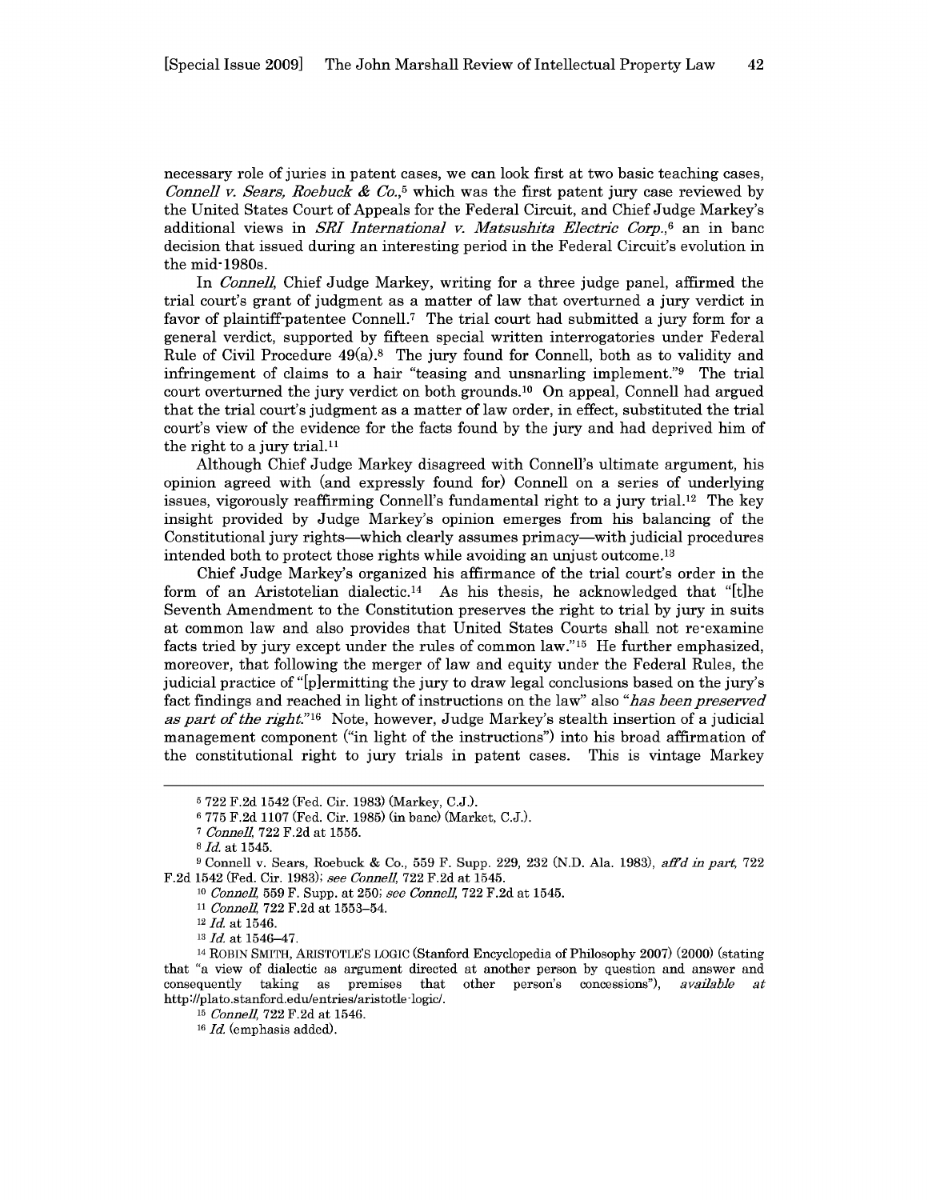necessary role of juries in patent cases, we can look first at two basic teaching cases, *Connell v. Sears, Roebuck & Co.*,[5] which was the first patent jury case reviewed by the United States Court of Appeals for the Federal Circuit, and Chief Judge Markey's additional views in *SRI International v. Matsushita Electric Corp.*,[6] an in banc decision that issued during an interesting period in the Federal Circuit's evolution in the mid-1980s.

In *Connell*, Chief Judge Markey, writing for a three judge panel, affirmed the trial court's grant of judgment as a matter of law that overturned a jury verdict in favor of plaintiff-patentee Connell.[7] The trial court had submitted a jury form for a general verdict, supported by fifteen special written interrogatories under Federal Rule of Civil Procedure 49(a).[8] The jury found for Connell, both as to validity and infringement of claims to a hair "teasing and unsnarling implement."[9] The trial court overturned the jury verdict on both grounds.[10] On appeal, Connell had argued that the trial court's judgment as a matter of law order, in effect, substituted the trial court's view of the evidence for the facts found by the jury and had deprived him of the right to a jury trial.[11]

Although Chief Judge Markey disagreed with Connell's ultimate argument, his opinion agreed with (and expressly found for) Connell on a series of underlying issues, vigorously reaffirming Connell's fundamental right to a jury trial.[12] The key insight provided by Judge Markey's opinion emerges from his balancing of the Constitutional jury rights—which clearly assumes primacy—with judicial procedures intended both to protect those rights while avoiding an unjust outcome.[13]

Chief Judge Markey's organized his affirmance of the trial court's order in the form of an Aristotelian dialectic.[14] As his thesis, he acknowledged that "[t]he Seventh Amendment to the Constitution preserves the right to trial by jury in suits at common law and also provides that United States Courts shall not re-examine facts tried by jury except under the rules of common law."[15] He further emphasized, moreover, that following the merger of law and equity under the Federal Rules, the judicial practice of "[p]ermitting the jury to draw legal conclusions based on the jury's fact findings and reached in light of instructions on the law" also "*has been preserved as part of the right.*"[16] Note, however, Judge Markey's stealth insertion of a judicial management component ("in light of the instructions") into his broad affirmation of the constitutional right to jury trials in patent cases. This is vintage Markey

---

[5] 722 F.2d 1542 (Fed. Cir. 1983) (Markey, C.J.).

[6] 775 F.2d 1107 (Fed. Cir. 1985) (in banc) (Market, C.J.).

[7] *Connell*, 722 F.2d at 1555.

[8] *Id.* at 1545.

[9] Connell v. Sears, Roebuck & Co., 559 F. Supp. 229, 232 (N.D. Ala. 1983), *aff'd in part*, 722 F.2d 1542 (Fed. Cir. 1983); *see Connell*, 722 F.2d at 1545.

[10] *Connell*, 559 F. Supp. at 250; *see Connell*, 722 F.2d at 1545.

[11] *Connell*, 722 F.2d at 1553–54.

[12] *Id.* at 1546.

[13] *Id.* at 1546–47.

[14] ROBIN SMITH, ARISTOTLE'S LOGIC (Stanford Encyclopedia of Philosophy 2007) (2000) (stating that "a view of dialectic as argument directed at another person by question and answer and consequently taking as premises that other person's concessions"), *available at* http://plato.stanford.edu/entries/aristotle-logic/.

[15] *Connell*, 722 F.2d at 1546.

[16] *Id.* (emphasis added).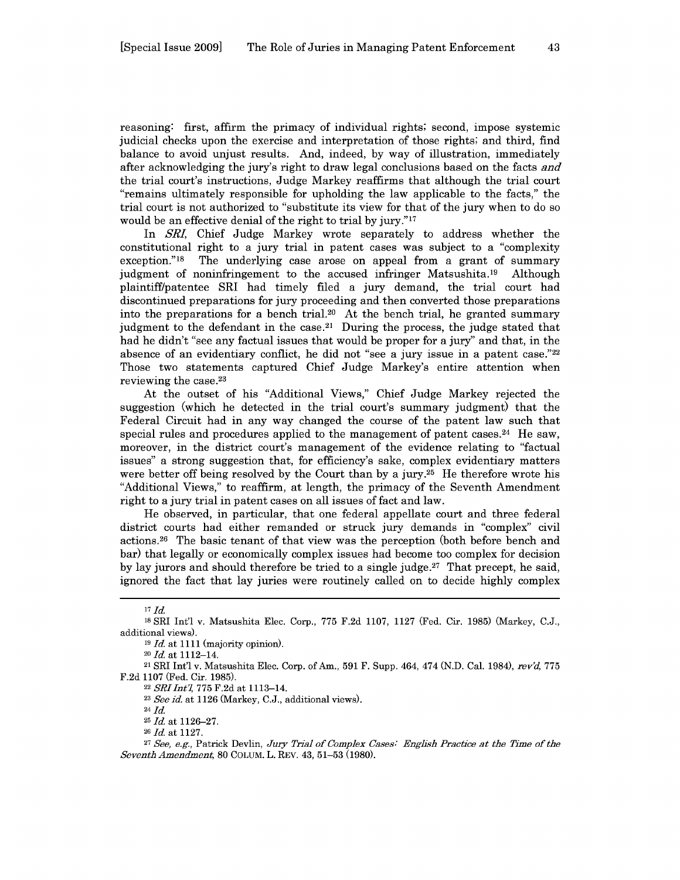reasoning: first, affirm the primacy of individual rights; second, impose systemic judicial checks upon the exercise and interpretation of those rights; and third, find balance to avoid unjust results. And, indeed, by way of illustration, immediately after acknowledging the jury's right to draw legal conclusions based on the facts *and* the trial court's instructions, Judge Markey reaffirms that although the trial court "remains ultimately responsible for upholding the law applicable to the facts," the trial court is not authorized to "substitute its view for that of the jury when to do so would be an effective denial of the right to trial by jury."[17]

In *SRI*, Chief Judge Markey wrote separately to address whether the constitutional right to a jury trial in patent cases was subject to a "complexity exception."[18] The underlying case arose on appeal from a grant of summary judgment of noninfringement to the accused infringer Matsushita.[19] Although plaintiff/patentee SRI had timely filed a jury demand, the trial court had discontinued preparations for jury proceeding and then converted those preparations into the preparations for a bench trial.[20] At the bench trial, he granted summary judgment to the defendant in the case.[21] During the process, the judge stated that had he didn't "see any factual issues that would be proper for a jury" and that, in the absence of an evidentiary conflict, he did not "see a jury issue in a patent case."[22] Those two statements captured Chief Judge Markey's entire attention when reviewing the case.[23]

At the outset of his "Additional Views," Chief Judge Markey rejected the suggestion (which he detected in the trial court's summary judgment) that the Federal Circuit had in any way changed the course of the patent law such that special rules and procedures applied to the management of patent cases.[24] He saw, moreover, in the district court's management of the evidence relating to "factual issues" a strong suggestion that, for efficiency's sake, complex evidentiary matters were better off being resolved by the Court than by a jury.[25] He therefore wrote his "Additional Views," to reaffirm, at length, the primacy of the Seventh Amendment right to a jury trial in patent cases on all issues of fact and law.

He observed, in particular, that one federal appellate court and three federal district courts had either remanded or struck jury demands in "complex" civil actions.[26] The basic tenant of that view was the perception (both before bench and bar) that legally or economically complex issues had become too complex for decision by lay jurors and should therefore be tried to a single judge.[27] That precept, he said, ignored the fact that lay juries were routinely called on to decide highly complex

---

[17] *Id.*

[18] SRI Int'l v. Matsushita Elec. Corp., 775 F.2d 1107, 1127 (Fed. Cir. 1985) (Markey, C.J., additional views).

[19] *Id.* at 1111 (majority opinion).

[20] *Id.* at 1112–14.

[21] SRI Int'l v. Matsushita Elec. Corp. of Am., 591 F. Supp. 464, 474 (N.D. Cal. 1984), *rev'd*, 775 F.2d 1107 (Fed. Cir. 1985).

[22] *SRI Int'l*, 775 F.2d at 1113–14.

[23] *See id.* at 1126 (Markey, C.J., additional views).

[24] *Id.*

[25] *Id.* at 1126–27.

[26] *Id.* at 1127.

[27] *See, e.g.*, Patrick Devlin, *Jury Trial of Complex Cases: English Practice at the Time of the Seventh Amendment*, 80 COLUM. L. REV. 43, 51–53 (1980).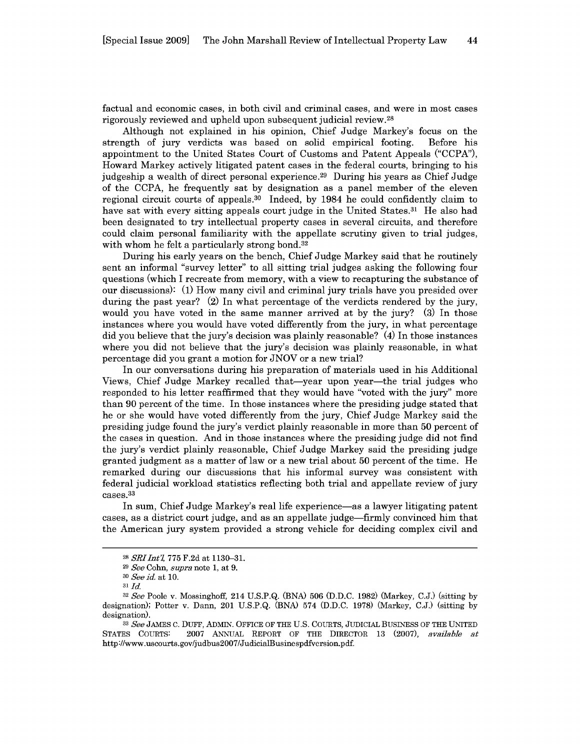factual and economic cases, in both civil and criminal cases, and were in most cases rigorously reviewed and upheld upon subsequent judicial review.[28]

Although not explained in his opinion, Chief Judge Markey's focus on the strength of jury verdicts was based on solid empirical footing. Before his appointment to the United States Court of Customs and Patent Appeals ("CCPA"), Howard Markey actively litigated patent cases in the federal courts, bringing to his judgeship a wealth of direct personal experience.[29] During his years as Chief Judge of the CCPA, he frequently sat by designation as a panel member of the eleven regional circuit courts of appeals.[30] Indeed, by 1984 he could confidently claim to have sat with every sitting appeals court judge in the United States.[31] He also had been designated to try intellectual property cases in several circuits, and therefore could claim personal familiarity with the appellate scrutiny given to trial judges, with whom he felt a particularly strong bond.[32]

During his early years on the bench, Chief Judge Markey said that he routinely sent an informal "survey letter" to all sitting trial judges asking the following four questions (which I recreate from memory, with a view to recapturing the substance of our discussions): (1) How many civil and criminal jury trials have you presided over during the past year? (2) In what percentage of the verdicts rendered by the jury, would you have voted in the same manner arrived at by the jury? (3) In those instances where you would have voted differently from the jury, in what percentage did you believe that the jury's decision was plainly reasonable? (4) In those instances where you did not believe that the jury's decision was plainly reasonable, in what percentage did you grant a motion for JNOV or a new trial?

In our conversations during his preparation of materials used in his Additional Views, Chief Judge Markey recalled that—year upon year—the trial judges who responded to his letter reaffirmed that they would have "voted with the jury" more than 90 percent of the time. In those instances where the presiding judge stated that he or she would have voted differently from the jury, Chief Judge Markey said the presiding judge found the jury's verdict plainly reasonable in more than 50 percent of the cases in question. And in those instances where the presiding judge did not find the jury's verdict plainly reasonable, Chief Judge Markey said the presiding judge granted judgment as a matter of law or a new trial about 50 percent of the time. He remarked during our discussions that his informal survey was consistent with federal judicial workload statistics reflecting both trial and appellate review of jury cases.[33]

In sum, Chief Judge Markey's real life experience—as a lawyer litigating patent cases, as a district court judge, and as an appellate judge—firmly convinced him that the American jury system provided a strong vehicle for deciding complex civil and

---

[28] *SRI Int'l*, 775 F.2d at 1130–31.

[29] *See* Cohn, *supra* note 1, at 9.

[30] *See id.* at 10.

[31] *Id.*

[32] *See* Poole v. Mossinghoff, 214 U.S.P.Q. (BNA) 506 (D.D.C. 1982) (Markey, C.J.) (sitting by designation); Potter v. Dann, 201 U.S.P.Q. (BNA) 574 (D.D.C. 1978) (Markey, C.J.) (sitting by designation).

[33] *See* JAMES C. DUFF, ADMIN. OFFICE OF THE U.S. COURTS, JUDICIAL BUSINESS OF THE UNITED STATES COURTS: 2007 ANNUAL REPORT OF THE DIRECTOR 13 (2007), *available at* http://www.uscourts.gov/judbus2007/JudicialBusinespdfversion.pdf.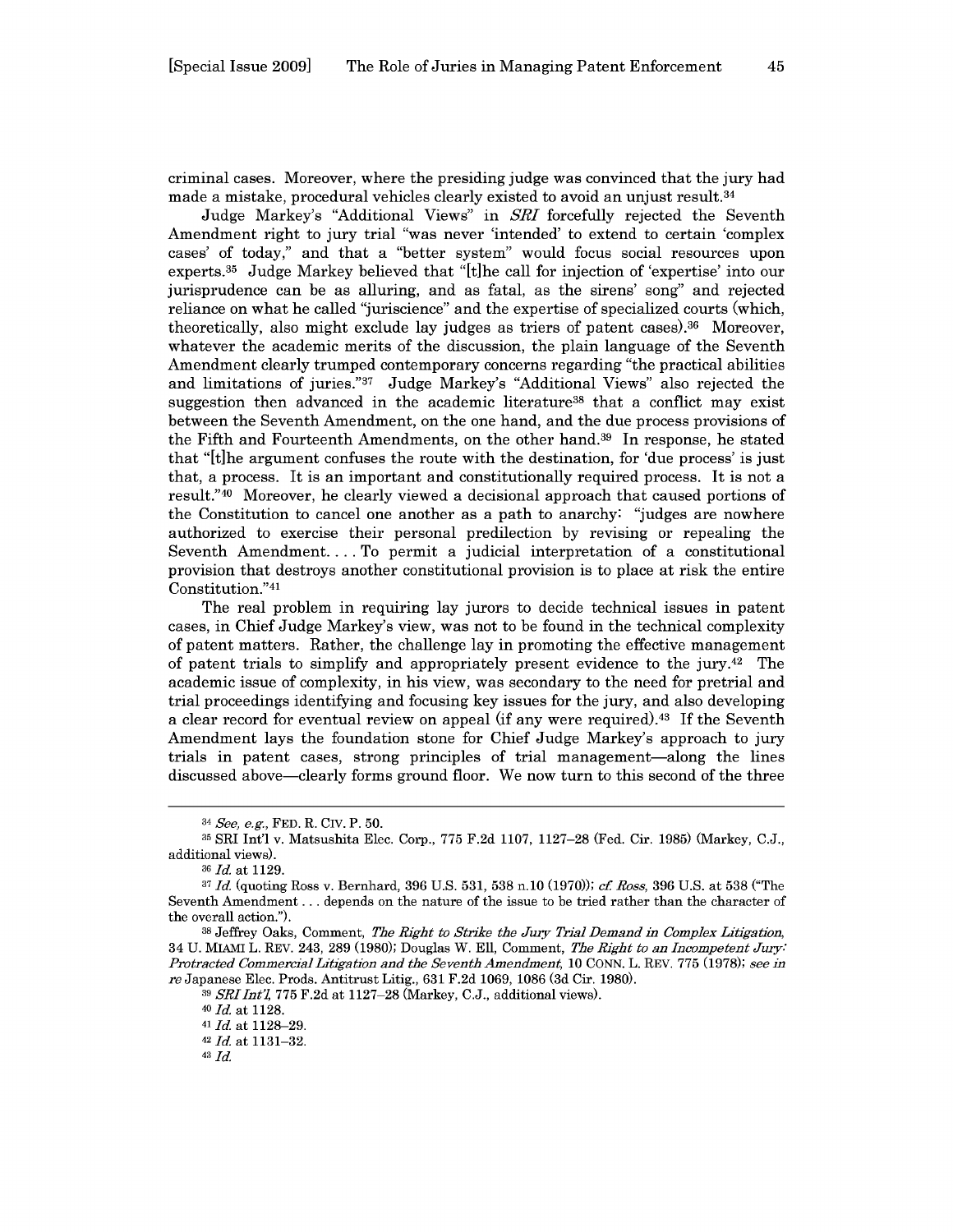criminal cases. Moreover, where the presiding judge was convinced that the jury had made a mistake, procedural vehicles clearly existed to avoid an unjust result.[34]

Judge Markey's "Additional Views" in *SRI* forcefully rejected the Seventh Amendment right to jury trial "was never 'intended' to extend to certain 'complex cases' of today," and that a "better system" would focus social resources upon experts.[35] Judge Markey believed that "[t]he call for injection of 'expertise' into our jurisprudence can be as alluring, and as fatal, as the sirens' song" and rejected reliance on what he called "juriscience" and the expertise of specialized courts (which, theoretically, also might exclude lay judges as triers of patent cases).[36] Moreover, whatever the academic merits of the discussion, the plain language of the Seventh Amendment clearly trumped contemporary concerns regarding "the practical abilities and limitations of juries."[37] Judge Markey's "Additional Views" also rejected the suggestion then advanced in the academic literature[38] that a conflict may exist between the Seventh Amendment, on the one hand, and the due process provisions of the Fifth and Fourteenth Amendments, on the other hand.[39] In response, he stated that "[t]he argument confuses the route with the destination, for 'due process' is just that, a process. It is an important and constitutionally required process. It is not a result."[40] Moreover, he clearly viewed a decisional approach that caused portions of the Constitution to cancel one another as a path to anarchy: "judges are nowhere authorized to exercise their personal predilection by revising or repealing the Seventh Amendment. . . . To permit a judicial interpretation of a constitutional provision that destroys another constitutional provision is to place at risk the entire Constitution."[41]

The real problem in requiring lay jurors to decide technical issues in patent cases, in Chief Judge Markey's view, was not to be found in the technical complexity of patent matters. Rather, the challenge lay in promoting the effective management of patent trials to simplify and appropriately present evidence to the jury.[42] The academic issue of complexity, in his view, was secondary to the need for pretrial and trial proceedings identifying and focusing key issues for the jury, and also developing a clear record for eventual review on appeal (if any were required).[43] If the Seventh Amendment lays the foundation stone for Chief Judge Markey's approach to jury trials in patent cases, strong principles of trial management—along the lines discussed above—clearly forms ground floor. We now turn to this second of the three

---

[34] *See, e.g.*, FED. R. CIV. P. 50.

[35] SRI Int'l v. Matsushita Elec. Corp., 775 F.2d 1107, 1127–28 (Fed. Cir. 1985) (Markey, C.J., additional views).

[36] *Id.* at 1129.

[37] *Id.* (quoting Ross v. Bernhard, 396 U.S. 531, 538 n.10 (1970)); *cf. Ross*, 396 U.S. at 538 ("The Seventh Amendment . . . depends on the nature of the issue to be tried rather than the character of the overall action.").

[38] Jeffrey Oaks, Comment, *The Right to Strike the Jury Trial Demand in Complex Litigation*, 34 U. MIAMI L. REV. 243, 289 (1980); Douglas W. Ell, Comment, *The Right to an Incompetent Jury: Protracted Commercial Litigation and the Seventh Amendment*, 10 CONN. L. REV. 775 (1978); *see in re* Japanese Elec. Prods. Antitrust Litig., 631 F.2d 1069, 1086 (3d Cir. 1980).

[39] *SRI Int'l*, 775 F.2d at 1127–28 (Markey, C.J., additional views).

[40] *Id.* at 1128.

[41] *Id.* at 1128–29.

[42] *Id.* at 1131–32.

[43] *Id.*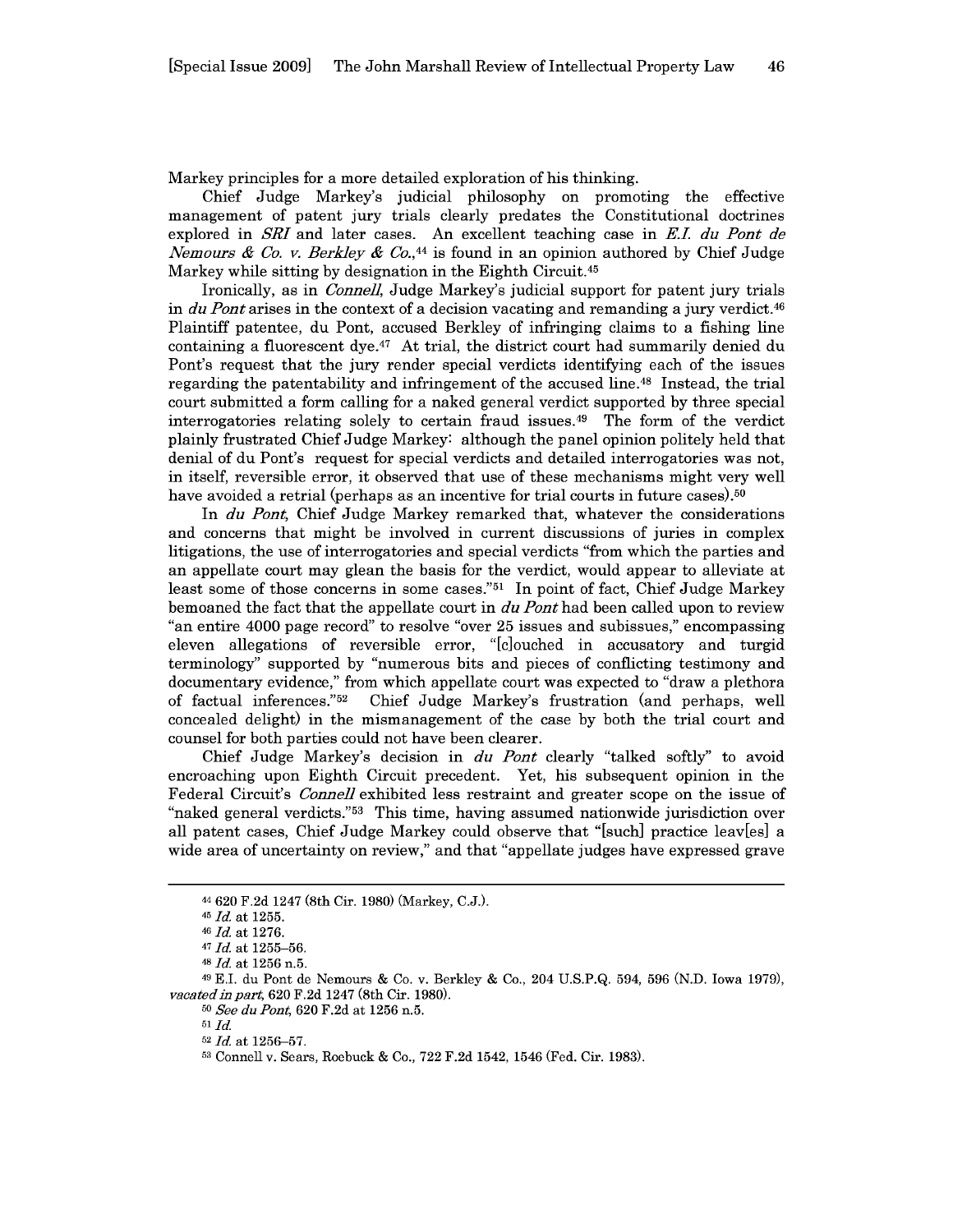Markey principles for a more detailed exploration of his thinking.

Chief Judge Markey's judicial philosophy on promoting the effective management of patent jury trials clearly predates the Constitutional doctrines explored in *SRI* and later cases. An excellent teaching case in *E.I. du Pont de Nemours & Co. v. Berkley & Co.*,[44] is found in an opinion authored by Chief Judge Markey while sitting by designation in the Eighth Circuit.[45]

Ironically, as in *Connell*, Judge Markey's judicial support for patent jury trials in *du Pont* arises in the context of a decision vacating and remanding a jury verdict.[46] Plaintiff patentee, du Pont, accused Berkley of infringing claims to a fishing line containing a fluorescent dye.[47] At trial, the district court had summarily denied du Pont's request that the jury render special verdicts identifying each of the issues regarding the patentability and infringement of the accused line.[48] Instead, the trial court submitted a form calling for a naked general verdict supported by three special interrogatories relating solely to certain fraud issues.[49] The form of the verdict plainly frustrated Chief Judge Markey: although the panel opinion politely held that denial of du Pont's request for special verdicts and detailed interrogatories was not, in itself, reversible error, it observed that use of these mechanisms might very well have avoided a retrial (perhaps as an incentive for trial courts in future cases).[50]

In *du Pont*, Chief Judge Markey remarked that, whatever the considerations and concerns that might be involved in current discussions of juries in complex litigations, the use of interrogatories and special verdicts "from which the parties and an appellate court may glean the basis for the verdict, would appear to alleviate at least some of those concerns in some cases."[51] In point of fact, Chief Judge Markey bemoaned the fact that the appellate court in *du Pont* had been called upon to review "an entire 4000 page record" to resolve "over 25 issues and subissues," encompassing eleven allegations of reversible error, "[c]ouched in accusatory and turgid terminology" supported by "numerous bits and pieces of conflicting testimony and documentary evidence," from which appellate court was expected to "draw a plethora of factual inferences."[52] Chief Judge Markey's frustration (and perhaps, well concealed delight) in the mismanagement of the case by both the trial court and counsel for both parties could not have been clearer.

Chief Judge Markey's decision in *du Pont* clearly "talked softly" to avoid encroaching upon Eighth Circuit precedent. Yet, his subsequent opinion in the Federal Circuit's *Connell* exhibited less restraint and greater scope on the issue of "naked general verdicts."[53] This time, having assumed nationwide jurisdiction over all patent cases, Chief Judge Markey could observe that "[such] practice leav[es] a wide area of uncertainty on review," and that "appellate judges have expressed grave

---

[44] 620 F.2d 1247 (8th Cir. 1980) (Markey, C.J.).

[45] *Id.* at 1255.

[46] *Id.* at 1276.

[47] *Id.* at 1255–56.

[48] *Id.* at 1256 n.5.

[49] E.I. du Pont de Nemours & Co. v. Berkley & Co., 204 U.S.P.Q. 594, 596 (N.D. Iowa 1979), *vacated in part*, 620 F.2d 1247 (8th Cir. 1980).

[50] *See du Pont*, 620 F.2d at 1256 n.5.

[51] *Id.*

[52] *Id.* at 1256–57.

[53] Connell v. Sears, Roebuck & Co., 722 F.2d 1542, 1546 (Fed. Cir. 1983).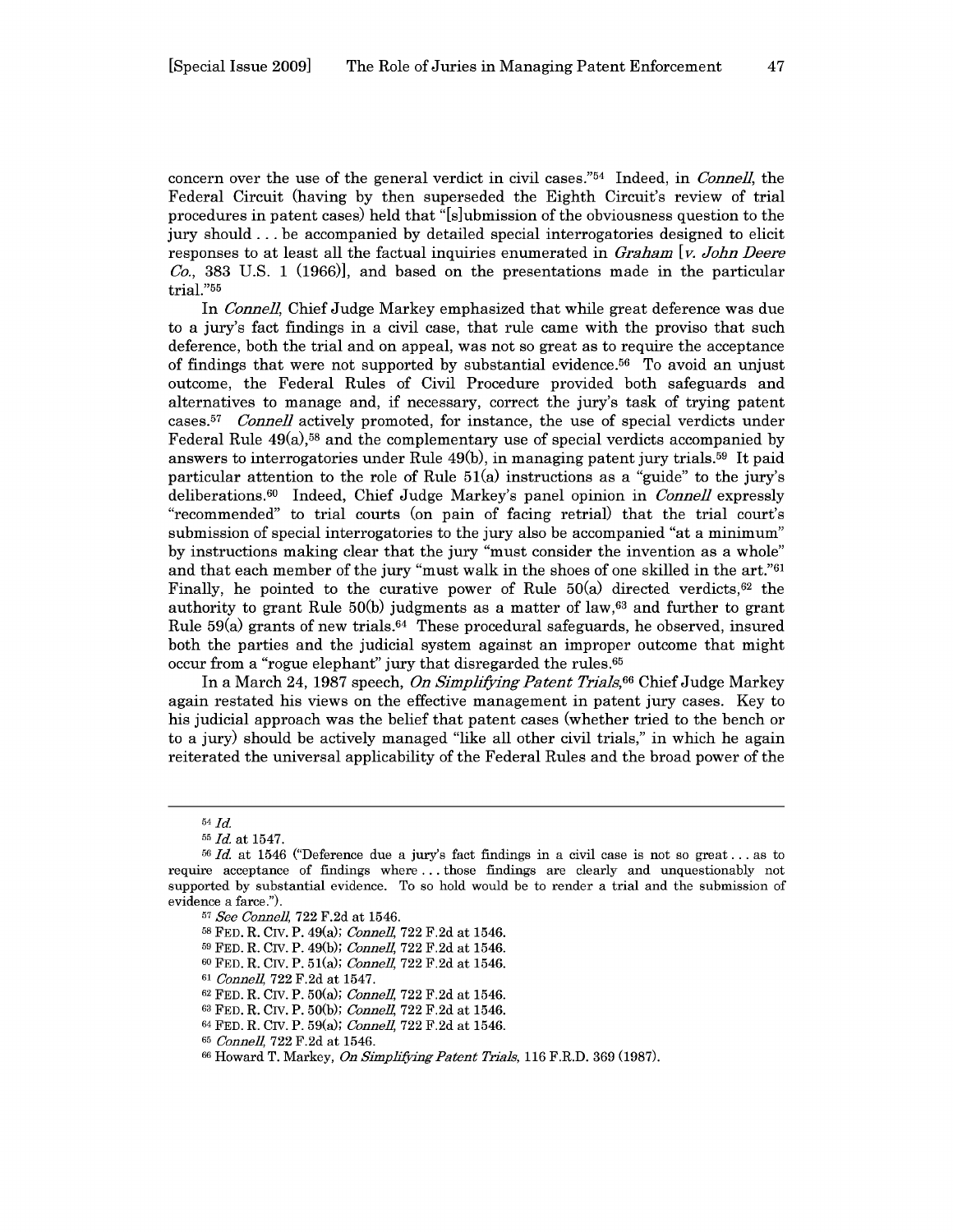concern over the use of the general verdict in civil cases."[54] Indeed, in *Connell*, the Federal Circuit (having by then superseded the Eighth Circuit's review of trial procedures in patent cases) held that "[s]ubmission of the obviousness question to the jury should . . . be accompanied by detailed special interrogatories designed to elicit responses to at least all the factual inquiries enumerated in *Graham* [*v. John Deere Co.*, 383 U.S. 1 (1966)], and based on the presentations made in the particular trial."[55]

In *Connell*, Chief Judge Markey emphasized that while great deference was due to a jury's fact findings in a civil case, that rule came with the proviso that such deference, both the trial and on appeal, was not so great as to require the acceptance of findings that were not supported by substantial evidence.[56] To avoid an unjust outcome, the Federal Rules of Civil Procedure provided both safeguards and alternatives to manage and, if necessary, correct the jury's task of trying patent cases.[57] *Connell* actively promoted, for instance, the use of special verdicts under Federal Rule 49(a),[58] and the complementary use of special verdicts accompanied by answers to interrogatories under Rule 49(b), in managing patent jury trials.[59] It paid particular attention to the role of Rule 51(a) instructions as a "guide" to the jury's deliberations.[60] Indeed, Chief Judge Markey's panel opinion in *Connell* expressly "recommended" to trial courts (on pain of facing retrial) that the trial court's submission of special interrogatories to the jury also be accompanied "at a minimum" by instructions making clear that the jury "must consider the invention as a whole" and that each member of the jury "must walk in the shoes of one skilled in the art."[61] Finally, he pointed to the curative power of Rule 50(a) directed verdicts,[62] the authority to grant Rule 50(b) judgments as a matter of law,[63] and further to grant Rule 59(a) grants of new trials.[64] These procedural safeguards, he observed, insured both the parties and the judicial system against an improper outcome that might occur from a "rogue elephant" jury that disregarded the rules.[65]

In a March 24, 1987 speech, *On Simplifying Patent Trials*,[66] Chief Judge Markey again restated his views on the effective management in patent jury cases. Key to his judicial approach was the belief that patent cases (whether tried to the bench or to a jury) should be actively managed "like all other civil trials," in which he again reiterated the universal applicability of the Federal Rules and the broad power of the

---

[54] *Id.*

[55] *Id.* at 1547.

[56] *Id.* at 1546 ("Deference due a jury's fact findings in a civil case is not so great . . . as to require acceptance of findings where . . . those findings are clearly and unquestionably not supported by substantial evidence. To so hold would be to render a trial and the submission of evidence a farce.").

[57] *See Connell*, 722 F.2d at 1546.

[58] FED. R. CIV. P. 49(a); *Connell*, 722 F.2d at 1546.

[59] FED. R. CIV. P. 49(b); *Connell*, 722 F.2d at 1546.

[60] FED. R. CIV. P. 51(a); *Connell*, 722 F.2d at 1546.

[61] *Connell*, 722 F.2d at 1547.

[62] FED. R. CIV. P. 50(a); *Connell*, 722 F.2d at 1546.

[63] FED. R. CIV. P. 50(b); *Connell*, 722 F.2d at 1546.

[64] FED. R. CIV. P. 59(a); *Connell*, 722 F.2d at 1546.

[65] *Connell*, 722 F.2d at 1546.

[66] Howard T. Markey, *On Simplifying Patent Trials*, 116 F.R.D. 369 (1987).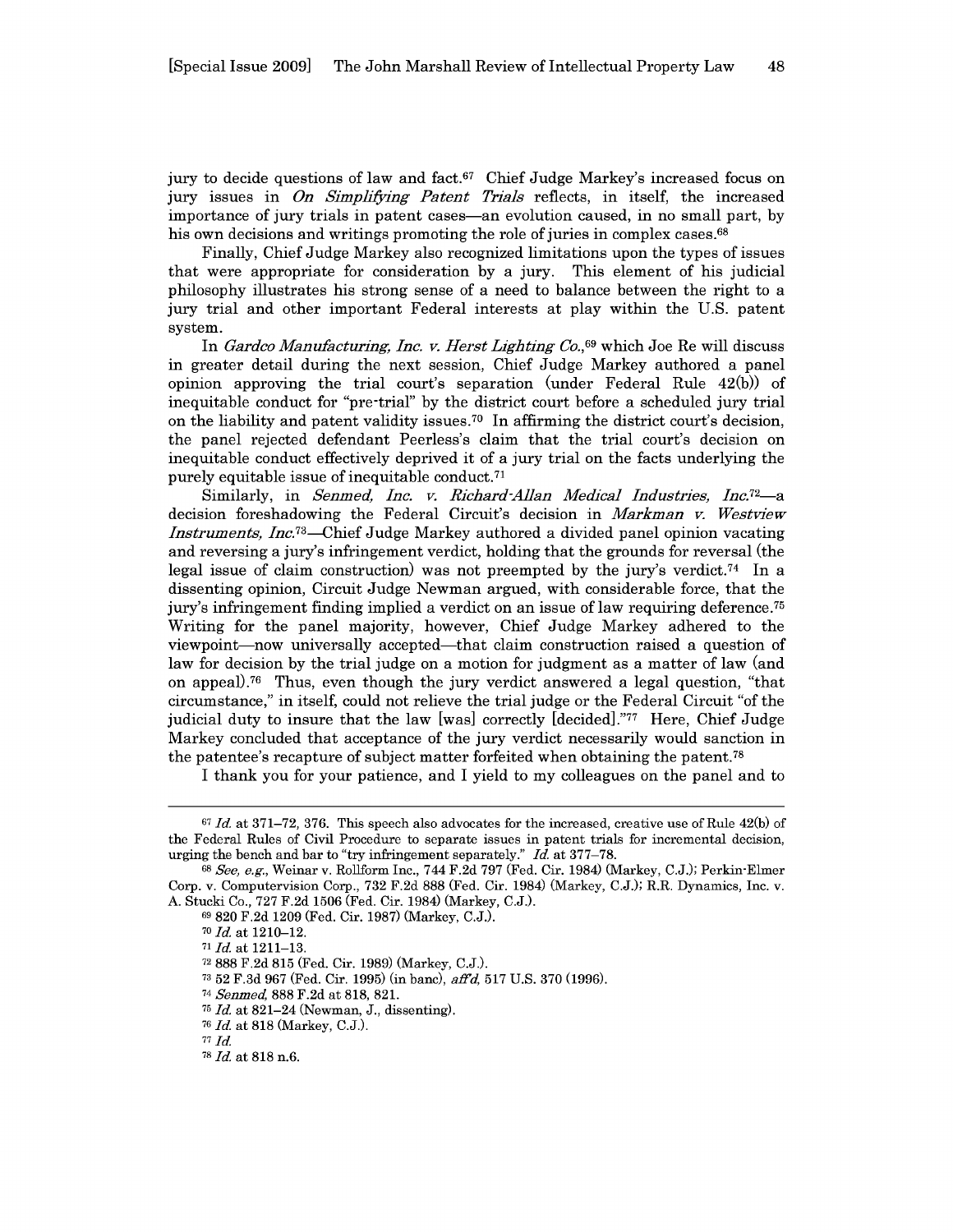jury to decide questions of law and fact.[67] Chief Judge Markey's increased focus on jury issues in *On Simplifying Patent Trials* reflects, in itself, the increased importance of jury trials in patent cases—an evolution caused, in no small part, by his own decisions and writings promoting the role of juries in complex cases.[68]

Finally, Chief Judge Markey also recognized limitations upon the types of issues that were appropriate for consideration by a jury. This element of his judicial philosophy illustrates his strong sense of a need to balance between the right to a jury trial and other important Federal interests at play within the U.S. patent system.

In *Gardco Manufacturing, Inc. v. Herst Lighting Co.*,[69] which Joe Re will discuss in greater detail during the next session, Chief Judge Markey authored a panel opinion approving the trial court's separation (under Federal Rule 42(b)) of inequitable conduct for "pre-trial" by the district court before a scheduled jury trial on the liability and patent validity issues.[70] In affirming the district court's decision, the panel rejected defendant Peerless's claim that the trial court's decision on inequitable conduct effectively deprived it of a jury trial on the facts underlying the purely equitable issue of inequitable conduct.[71]

Similarly, in *Senmed, Inc. v. Richard-Allan Medical Industries, Inc.*[72]—a decision foreshadowing the Federal Circuit's decision in *Markman v. Westview Instruments, Inc.*[73]—Chief Judge Markey authored a divided panel opinion vacating and reversing a jury's infringement verdict, holding that the grounds for reversal (the legal issue of claim construction) was not preempted by the jury's verdict.[74] In a dissenting opinion, Circuit Judge Newman argued, with considerable force, that the jury's infringement finding implied a verdict on an issue of law requiring deference.[75] Writing for the panel majority, however, Chief Judge Markey adhered to the viewpoint—now universally accepted—that claim construction raised a question of law for decision by the trial judge on a motion for judgment as a matter of law (and on appeal).[76] Thus, even though the jury verdict answered a legal question, "that circumstance," in itself, could not relieve the trial judge or the Federal Circuit "of the judicial duty to insure that the law [was] correctly [decided]."[77] Here, Chief Judge Markey concluded that acceptance of the jury verdict necessarily would sanction in the patentee's recapture of subject matter forfeited when obtaining the patent.[78]

I thank you for your patience, and I yield to my colleagues on the panel and to

---

[67] *Id.* at 371–72, 376. This speech also advocates for the increased, creative use of Rule 42(b) of the Federal Rules of Civil Procedure to separate issues in patent trials for incremental decision, urging the bench and bar to "try infringement separately." *Id.* at 377–78.

[68] *See, e.g.*, Weinar v. Rollform Inc., 744 F.2d 797 (Fed. Cir. 1984) (Markey, C.J.); Perkin-Elmer Corp. v. Computervision Corp., 732 F.2d 888 (Fed. Cir. 1984) (Markey, C.J.); R.R. Dynamics, Inc. v. A. Stucki Co., 727 F.2d 1506 (Fed. Cir. 1984) (Markey, C.J.).

[69] 820 F.2d 1209 (Fed. Cir. 1987) (Markey, C.J.).

[70] *Id.* at 1210–12.

[71] *Id.* at 1211–13.

[72] 888 F.2d 815 (Fed. Cir. 1989) (Markey, C.J.).

[73] 52 F.3d 967 (Fed. Cir. 1995) (in banc), *aff'd*, 517 U.S. 370 (1996).

[74] *Senmed*, 888 F.2d at 818, 821.

[75] *Id.* at 821–24 (Newman, J., dissenting).

[76] *Id.* at 818 (Markey, C.J.).

[77] *Id.*

[78] *Id.* at 818 n.6.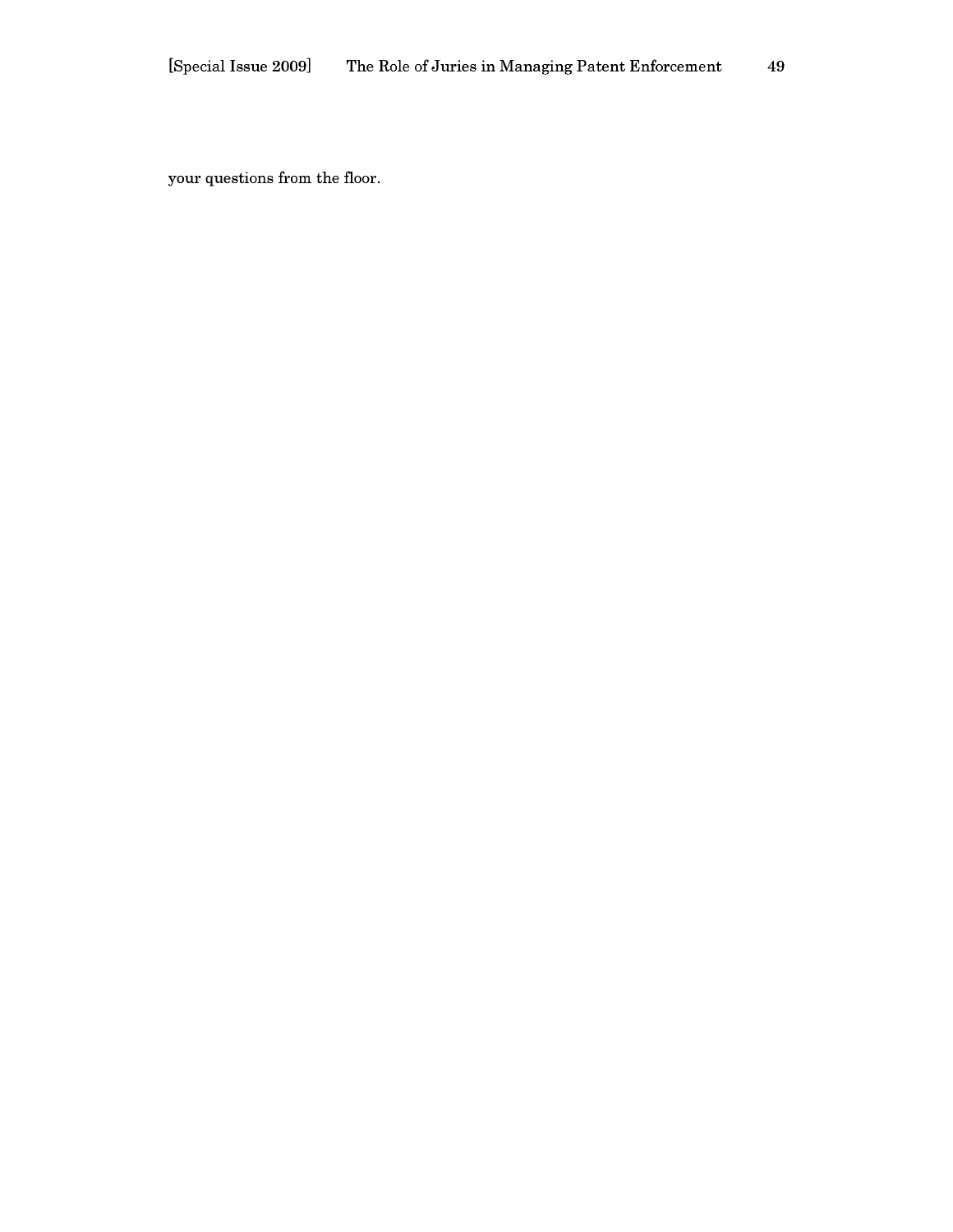your questions from the floor.